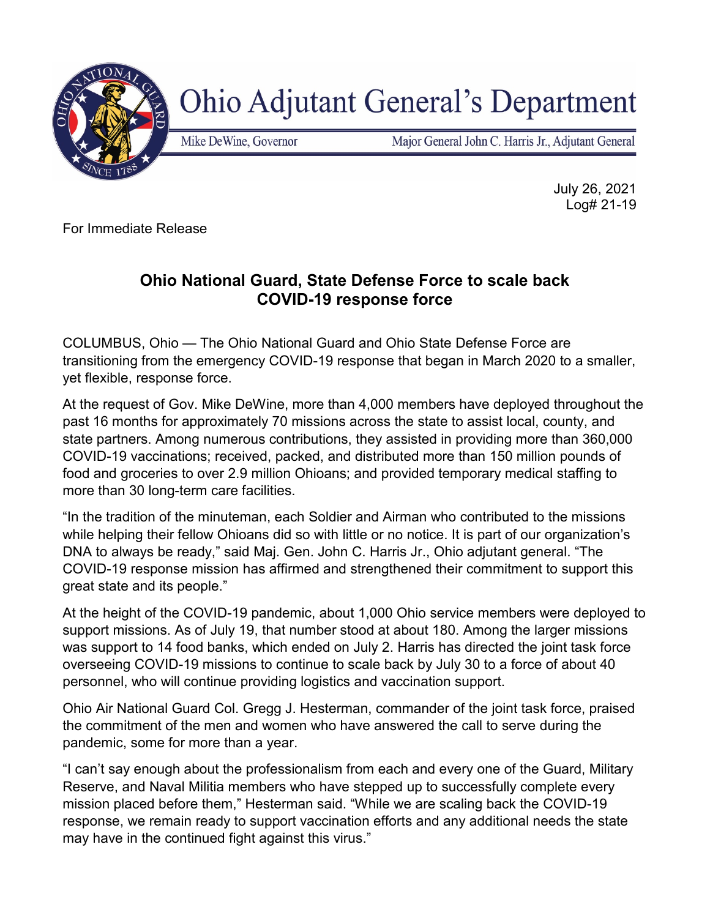# Ohio Adjutant General's Department

Mike DeWine, Governor | Major General John C. Harris Jr., Adjutant General

July 26, 2021
Log# 21-19

For Immediate Release

## Ohio National Guard, State Defense Force to scale back COVID-19 response force

COLUMBUS, Ohio — The Ohio National Guard and Ohio State Defense Force are transitioning from the emergency COVID-19 response that began in March 2020 to a smaller, yet flexible, response force.

At the request of Gov. Mike DeWine, more than 4,000 members have deployed throughout the past 16 months for approximately 70 missions across the state to assist local, county, and state partners. Among numerous contributions, they assisted in providing more than 360,000 COVID-19 vaccinations; received, packed, and distributed more than 150 million pounds of food and groceries to over 2.9 million Ohioans; and provided temporary medical staffing to more than 30 long-term care facilities.

"In the tradition of the minuteman, each Soldier and Airman who contributed to the missions while helping their fellow Ohioans did so with little or no notice. It is part of our organization's DNA to always be ready," said Maj. Gen. John C. Harris Jr., Ohio adjutant general. "The COVID-19 response mission has affirmed and strengthened their commitment to support this great state and its people."

At the height of the COVID-19 pandemic, about 1,000 Ohio service members were deployed to support missions. As of July 19, that number stood at about 180. Among the larger missions was support to 14 food banks, which ended on July 2. Harris has directed the joint task force overseeing COVID-19 missions to continue to scale back by July 30 to a force of about 40 personnel, who will continue providing logistics and vaccination support.

Ohio Air National Guard Col. Gregg J. Hesterman, commander of the joint task force, praised the commitment of the men and women who have answered the call to serve during the pandemic, some for more than a year.

"I can't say enough about the professionalism from each and every one of the Guard, Military Reserve, and Naval Militia members who have stepped up to successfully complete every mission placed before them," Hesterman said. "While we are scaling back the COVID-19 response, we remain ready to support vaccination efforts and any additional needs the state may have in the continued fight against this virus."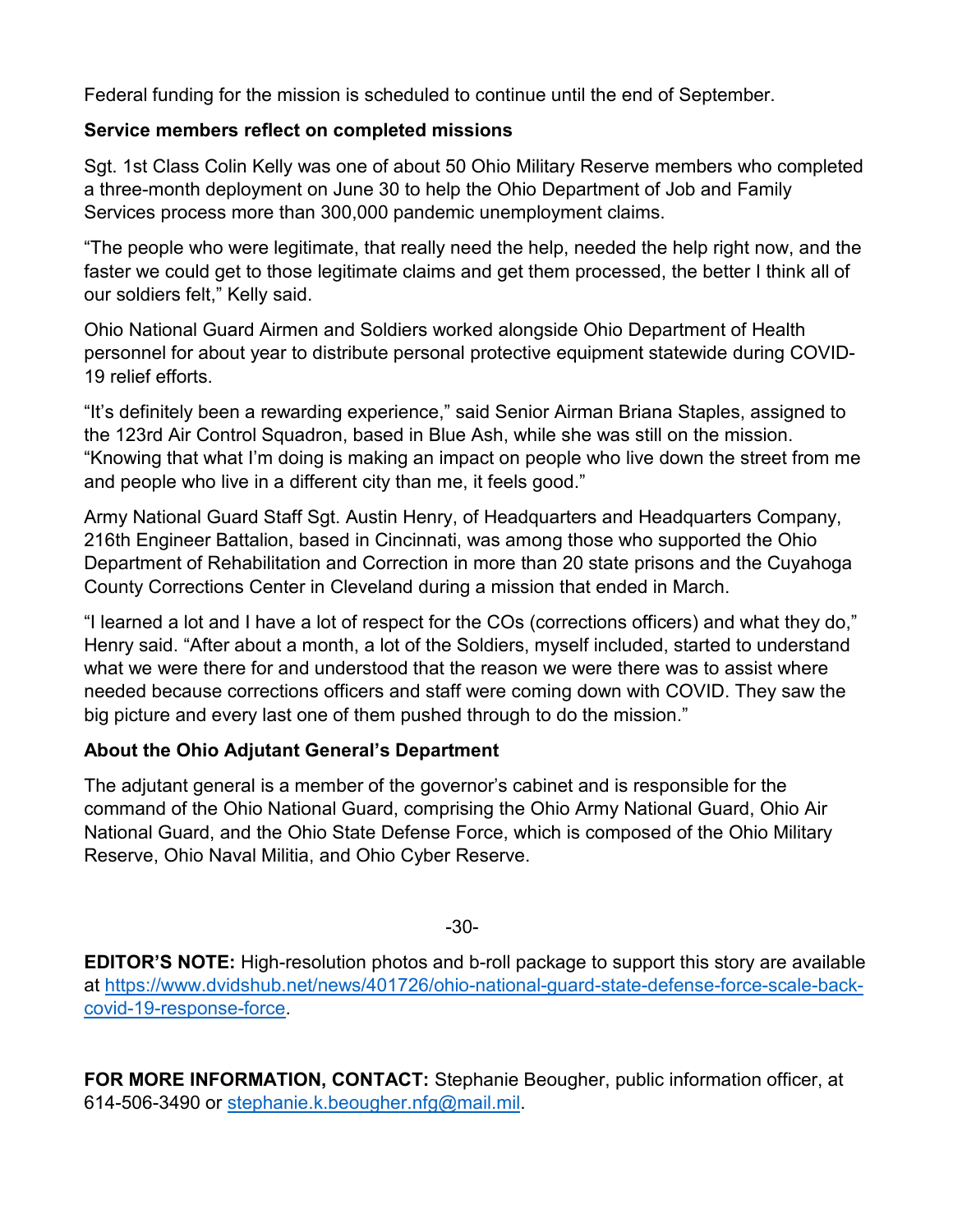Federal funding for the mission is scheduled to continue until the end of September.

**Service members reflect on completed missions**

Sgt. 1st Class Colin Kelly was one of about 50 Ohio Military Reserve members who completed a three-month deployment on June 30 to help the Ohio Department of Job and Family Services process more than 300,000 pandemic unemployment claims.

"The people who were legitimate, that really need the help, needed the help right now, and the faster we could get to those legitimate claims and get them processed, the better I think all of our soldiers felt," Kelly said.

Ohio National Guard Airmen and Soldiers worked alongside Ohio Department of Health personnel for about year to distribute personal protective equipment statewide during COVID-19 relief efforts.

"It's definitely been a rewarding experience," said Senior Airman Briana Staples, assigned to the 123rd Air Control Squadron, based in Blue Ash, while she was still on the mission. "Knowing that what I'm doing is making an impact on people who live down the street from me and people who live in a different city than me, it feels good."

Army National Guard Staff Sgt. Austin Henry, of Headquarters and Headquarters Company, 216th Engineer Battalion, based in Cincinnati, was among those who supported the Ohio Department of Rehabilitation and Correction in more than 20 state prisons and the Cuyahoga County Corrections Center in Cleveland during a mission that ended in March.

"I learned a lot and I have a lot of respect for the COs (corrections officers) and what they do," Henry said. "After about a month, a lot of the Soldiers, myself included, started to understand what we were there for and understood that the reason we were there was to assist where needed because corrections officers and staff were coming down with COVID. They saw the big picture and every last one of them pushed through to do the mission."

**About the Ohio Adjutant General's Department**

The adjutant general is a member of the governor's cabinet and is responsible for the command of the Ohio National Guard, comprising the Ohio Army National Guard, Ohio Air National Guard, and the Ohio State Defense Force, which is composed of the Ohio Military Reserve, Ohio Naval Militia, and Ohio Cyber Reserve.

-30-

**EDITOR'S NOTE:** High-resolution photos and b-roll package to support this story are available at [https://www.dvidshub.net/news/401726/ohio-national-guard-state-defense-force-scale-back-covid-19-response-force](https://www.dvidshub.net/news/401726/ohio-national-guard-state-defense-force-scale-back-covid-19-response-force).

**FOR MORE INFORMATION, CONTACT:** Stephanie Beougher, public information officer, at 614-506-3490 or [stephanie.k.beougher.nfg@mail.mil](mailto:stephanie.k.beougher.nfg@mail.mil).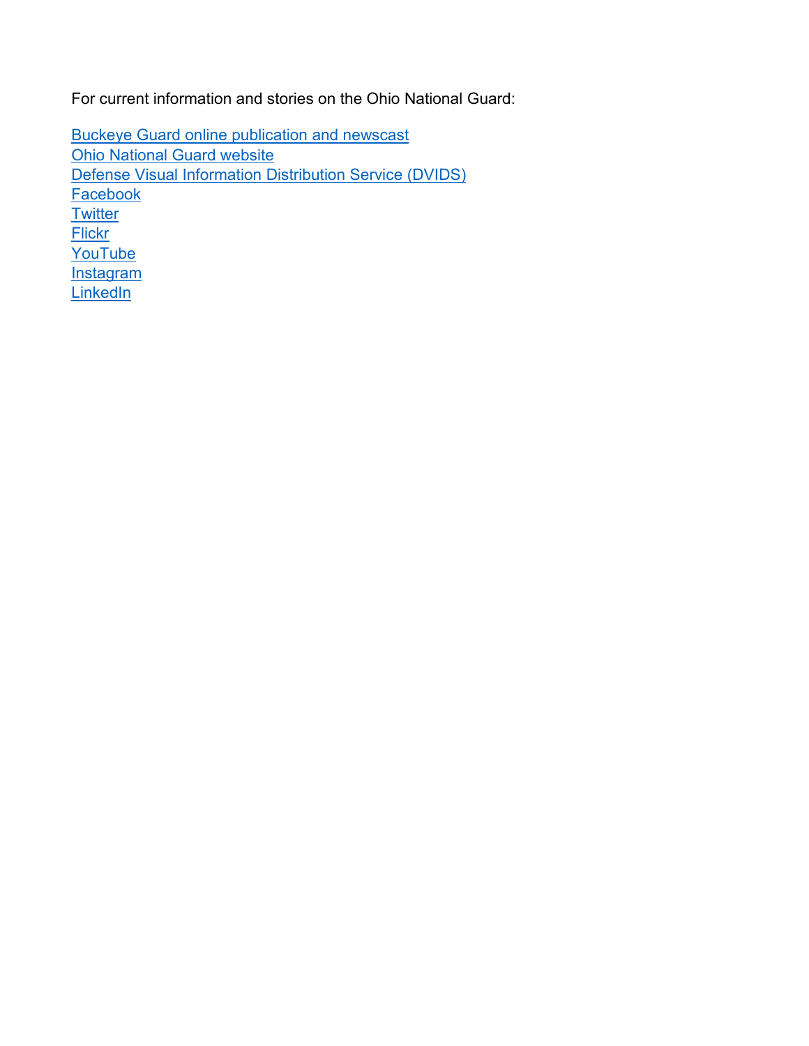For current information and stories on the Ohio National Guard:

Buckeye Guard online publication and newscast
Ohio National Guard website
Defense Visual Information Distribution Service (DVIDS)
Facebook
Twitter
Flickr
YouTube
Instagram
LinkedIn